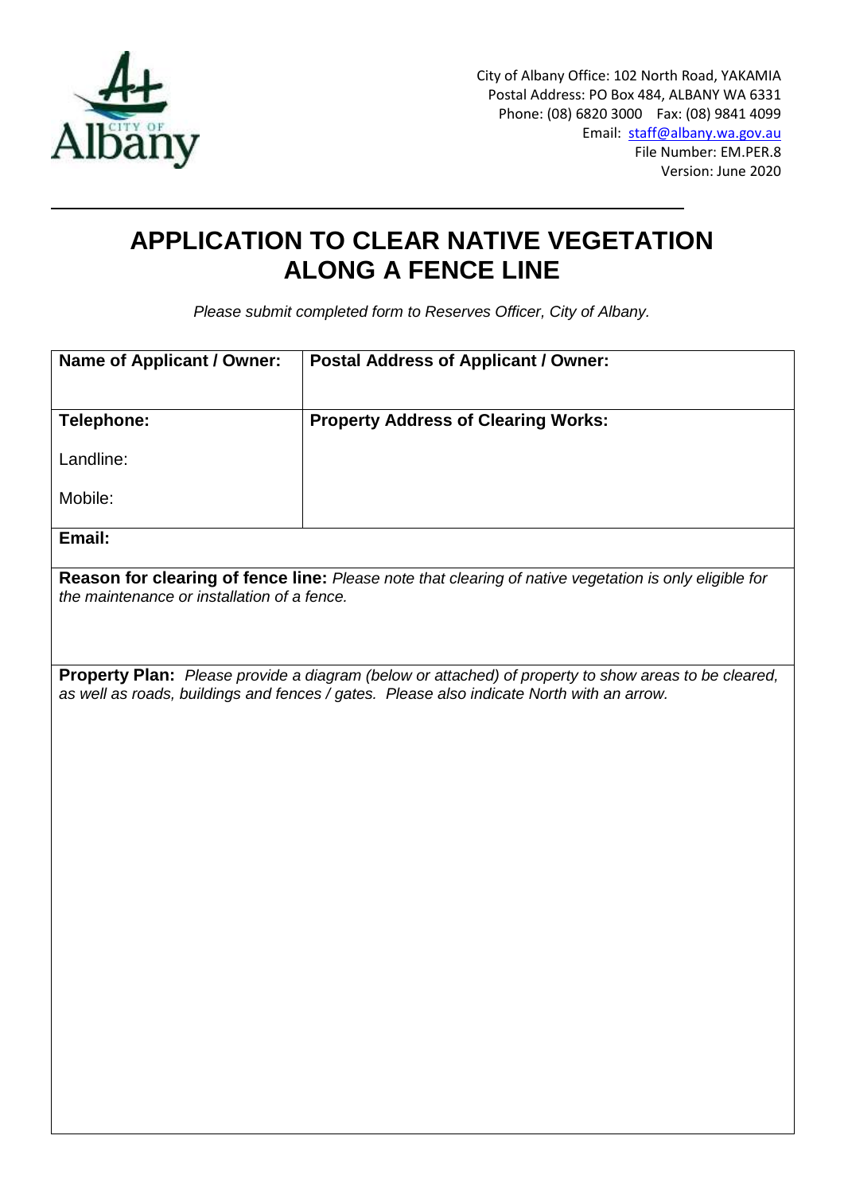City of Albany Office: 102 North Road, YAKAMIA
Postal Address: PO Box 484, ALBANY WA 6331
Phone: (08) 6820 3000 Fax: (08) 9841 4099
Email: staff@albany.wa.gov.au
File Number: EM.PER.8
Version: June 2020

# APPLICATION TO CLEAR NATIVE VEGETATION ALONG A FENCE LINE

*Please submit completed form to Reserves Officer, City of Albany.*

| **Name of Applicant / Owner:** | **Postal Address of Applicant / Owner:** |
|---|---|
| **Telephone:**<br><br>Landline:<br><br>Mobile: | **Property Address of Clearing Works:** |
| **Email:** | |
| **Reason for clearing of fence line:** *Please note that clearing of native vegetation is only eligible for the maintenance or installation of a fence.* | |
| **Property Plan:** *Please provide a diagram (below or attached) of property to show areas to be cleared, as well as roads, buildings and fences / gates. Please also indicate North with an arrow.* | |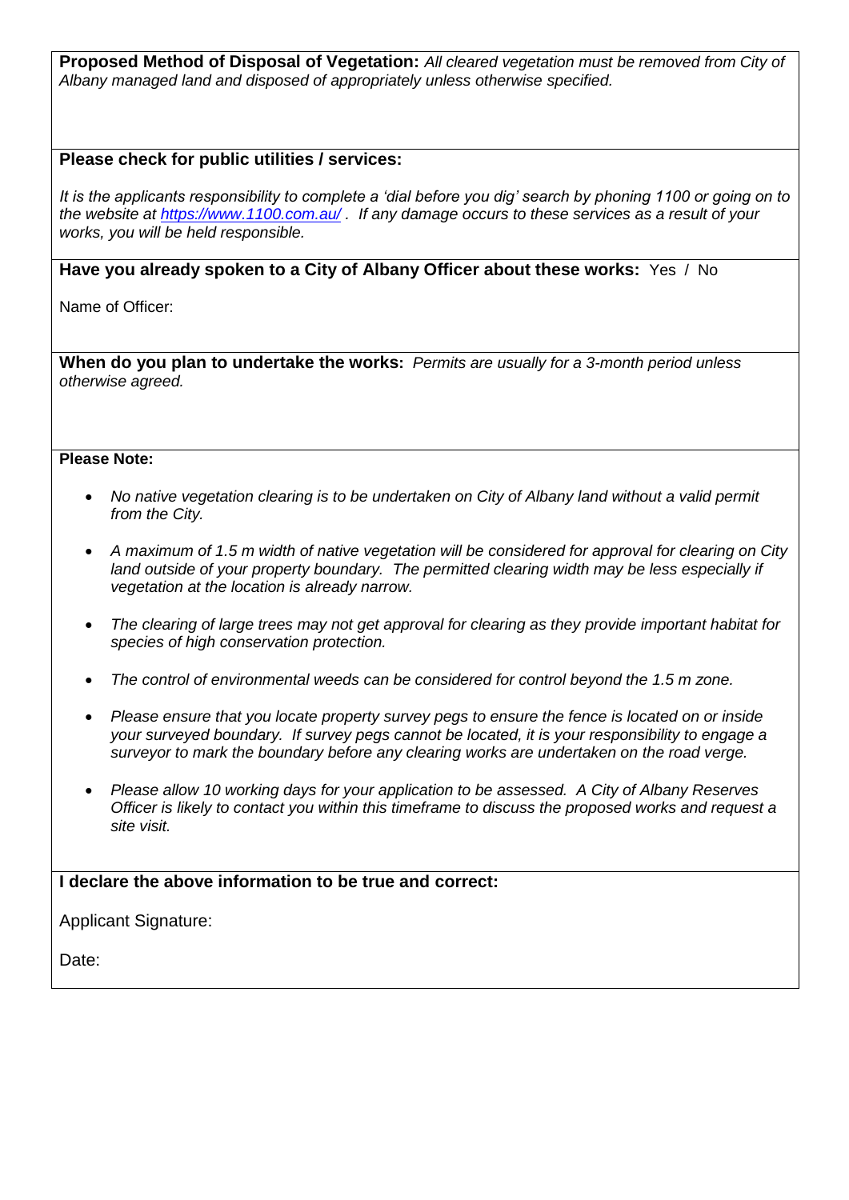**Proposed Method of Disposal of Vegetation:** *All cleared vegetation must be removed from City of Albany managed land and disposed of appropriately unless otherwise specified.*

**Please check for public utilities / services:**

*It is the applicants responsibility to complete a 'dial before you dig' search by phoning 1100 or going on to the website at [https://www.1100.com.au/](https://www.1100.com.au/) . If any damage occurs to these services as a result of your works, you will be held responsible.*

**Have you already spoken to a City of Albany Officer about these works:** Yes / No

Name of Officer:

**When do you plan to undertake the works:** *Permits are usually for a 3-month period unless otherwise agreed.*

**Please Note:**

- *No native vegetation clearing is to be undertaken on City of Albany land without a valid permit from the City.*
- *A maximum of 1.5 m width of native vegetation will be considered for approval for clearing on City land outside of your property boundary. The permitted clearing width may be less especially if vegetation at the location is already narrow.*
- *The clearing of large trees may not get approval for clearing as they provide important habitat for species of high conservation protection.*
- *The control of environmental weeds can be considered for control beyond the 1.5 m zone.*
- *Please ensure that you locate property survey pegs to ensure the fence is located on or inside your surveyed boundary. If survey pegs cannot be located, it is your responsibility to engage a surveyor to mark the boundary before any clearing works are undertaken on the road verge.*
- *Please allow 10 working days for your application to be assessed. A City of Albany Reserves Officer is likely to contact you within this timeframe to discuss the proposed works and request a site visit.*

**I declare the above information to be true and correct:**

Applicant Signature:

Date: